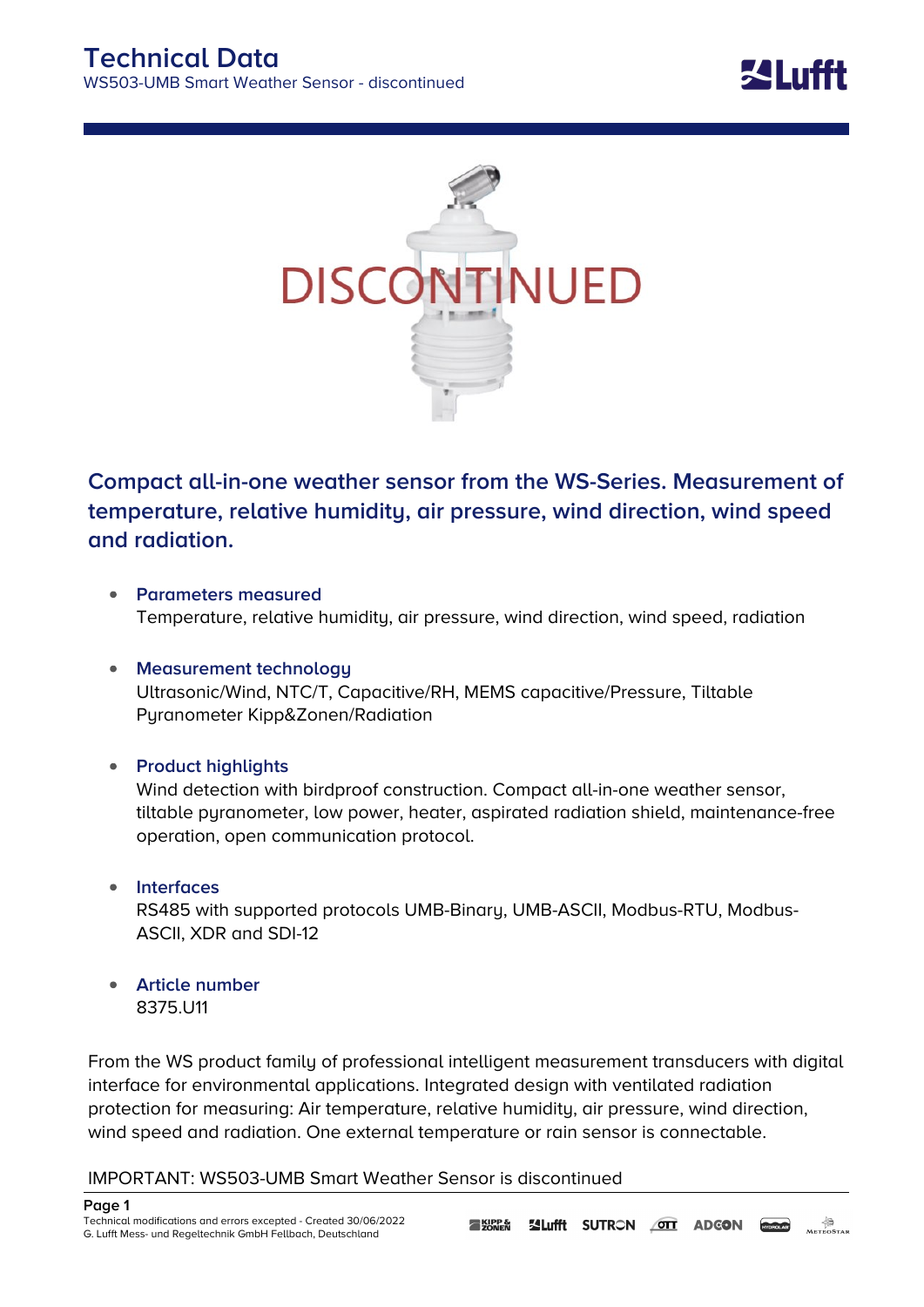# Technical Data

WS503-UMB Smart Weather Sensor - discontinued

DISCONTINUED

## Compact all-in-one weather sensor from the WS-Series. Measurement of temperature, relative humidity, air pressure, wind direction, wind speed and radiation.

- **Parameters measured**
  Temperature, relative humidity, air pressure, wind direction, wind speed, radiation

- **Measurement technology**
  Ultrasonic/Wind, NTC/T, Capacitive/RH, MEMS capacitive/Pressure, Tiltable Pyranometer Kipp&Zonen/Radiation

- **Product highlights**
  Wind detection with birdproof construction. Compact all-in-one weather sensor, tiltable pyranometer, low power, heater, aspirated radiation shield, maintenance-free operation, open communication protocol.

- **Interfaces**
  RS485 with supported protocols UMB-Binary, UMB-ASCII, Modbus-RTU, Modbus-ASCII, XDR and SDI-12

- **Article number**
  8375.U11

From the WS product family of professional intelligent measurement transducers with digital interface for environmental applications. Integrated design with ventilated radiation protection for measuring: Air temperature, relative humidity, air pressure, wind direction, wind speed and radiation. One external temperature or rain sensor is connectable.

IMPORTANT: WS503-UMB Smart Weather Sensor is discontinued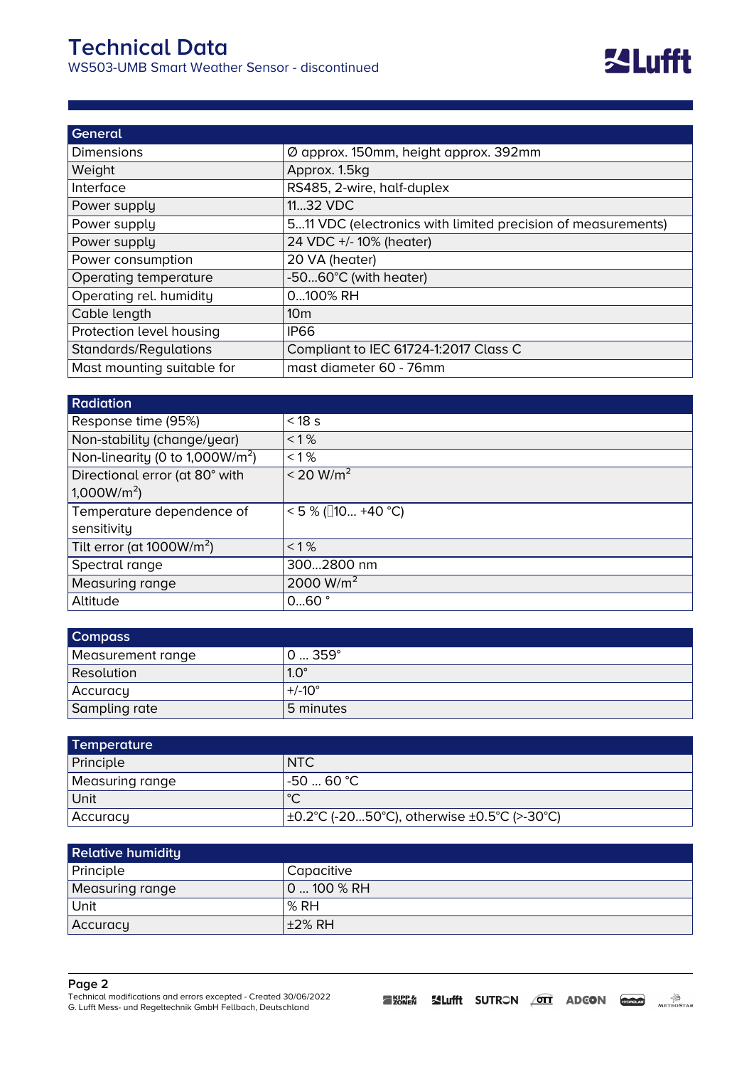# Technical Data

WS503-UMB Smart Weather Sensor - discontinued

| General | |
|---|---|
| Dimensions | Ø approx. 150mm, height approx. 392mm |
| Weight | Approx. 1.5kg |
| Interface | RS485, 2-wire, half-duplex |
| Power supply | 11...32 VDC |
| Power supply | 5...11 VDC (electronics with limited precision of measurements) |
| Power supply | 24 VDC +/- 10% (heater) |
| Power consumption | 20 VA (heater) |
| Operating temperature | -50...60°C (with heater) |
| Operating rel. humidity | 0...100% RH |
| Cable length | 10m |
| Protection level housing | IP66 |
| Standards/Regulations | Compliant to IEC 61724-1:2017 Class C |
| Mast mounting suitable for | mast diameter 60 - 76mm |

| Radiation | |
|---|---|
| Response time (95%) | < 18 s |
| Non-stability (change/year) | < 1 % |
| Non-linearity (0 to 1,000W/m²) | < 1 % |
| Directional error (at 80° with 1,000W/m²) | < 20 W/m² |
| Temperature dependence of sensitivity | < 5 % (10... +40 °C) |
| Tilt error (at 1000W/m²) | < 1 % |
| Spectral range | 300...2800 nm |
| Measuring range | 2000 W/m² |
| Altitude | 0...60 ° |

| Compass | |
|---|---|
| Measurement range | 0 ... 359° |
| Resolution | 1.0° |
| Accuracy | +/-10° |
| Sampling rate | 5 minutes |

| Temperature | |
|---|---|
| Principle | NTC |
| Measuring range | -50 ... 60 °C |
| Unit | °C |
| Accuracy | ±0.2°C (-20...50°C), otherwise ±0.5°C (>-30°C) |

| Relative humidity | |
|---|---|
| Principle | Capacitive |
| Measuring range | 0 ... 100 % RH |
| Unit | % RH |
| Accuracy | ±2% RH |

Technical modifications and errors excepted - Created 30/06/2022
G. Lufft Mess- und Regeltechnik GmbH Fellbach, Deutschland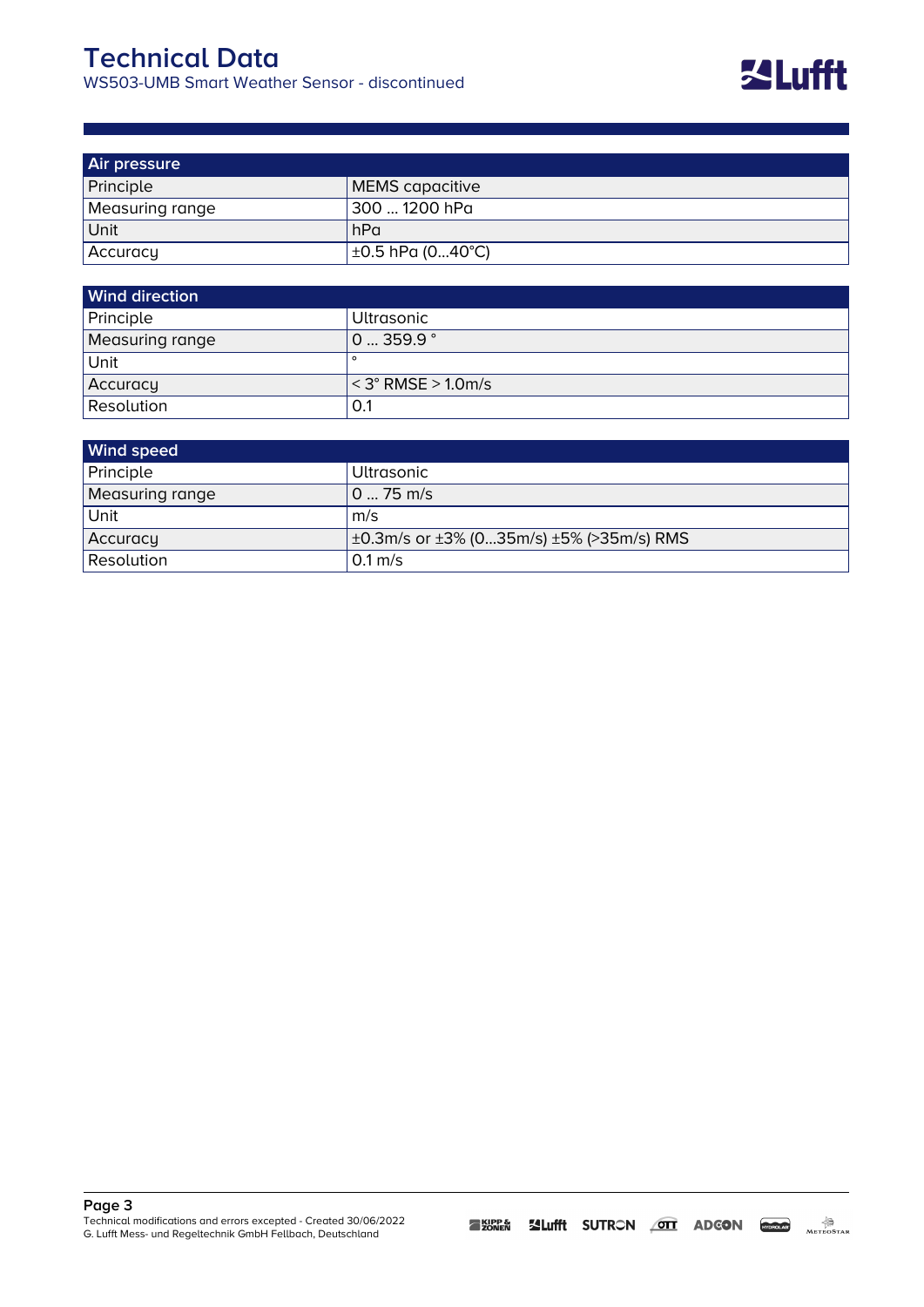| Air pressure | |
|---|---|
| Principle | MEMS capacitive |
| Measuring range | 300 ... 1200 hPa |
| Unit | hPa |
| Accuracy | ±0.5 hPa (0...40°C) |

| Wind direction | |
|---|---|
| Principle | Ultrasonic |
| Measuring range | 0 ... 359.9 ° |
| Unit | ° |
| Accuracy | < 3° RMSE > 1.0m/s |
| Resolution | 0.1 |

| Wind speed | |
|---|---|
| Principle | Ultrasonic |
| Measuring range | 0 ... 75 m/s |
| Unit | m/s |
| Accuracy | ±0.3m/s or ±3% (0...35m/s) ±5% (>35m/s) RMS |
| Resolution | 0.1 m/s |

Technical modifications and errors excepted - Created 30/06/2022
G. Lufft Mess- und Regeltechnik GmbH Fellbach, Deutschland